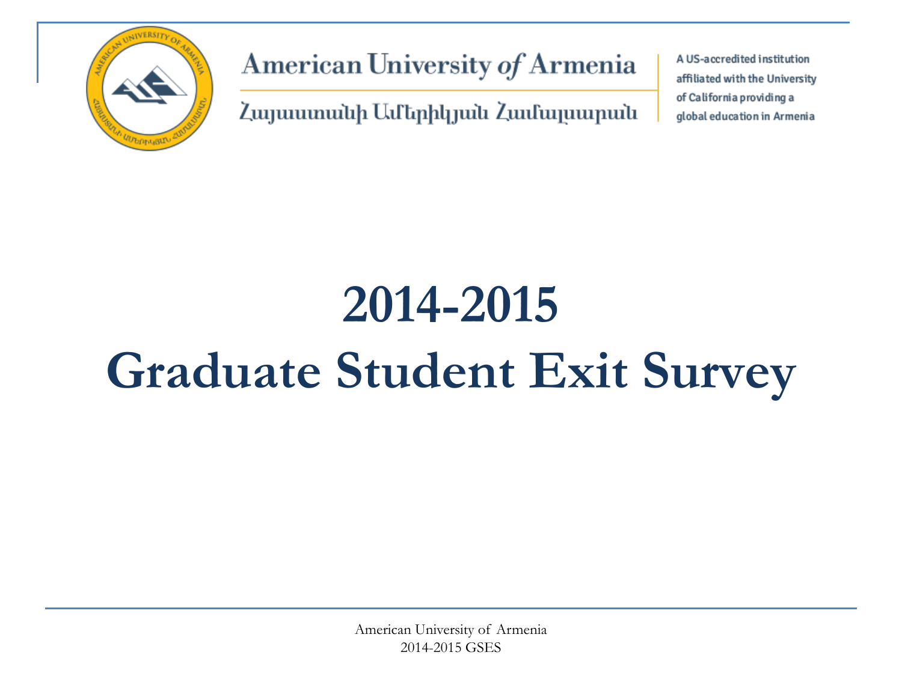American University *of* Armenia

Հայաստանի Ամերիկյան Համալսարան

A US-accredited institution affiliated with the University of California providing a global education in Armenia

# 2014-2015
# Graduate Student Exit Survey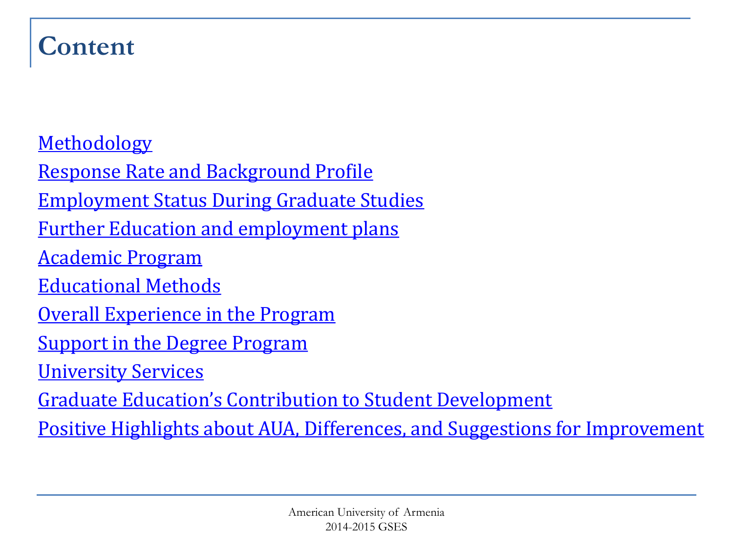# Content

- Methodology
- Response Rate and Background Profile
- Employment Status During Graduate Studies
- Further Education and employment plans
- Academic Program
- Educational Methods
- Overall Experience in the Program
- Support in the Degree Program
- University Services
- Graduate Education's Contribution to Student Development
- Positive Highlights about AUA, Differences, and Suggestions for Improvement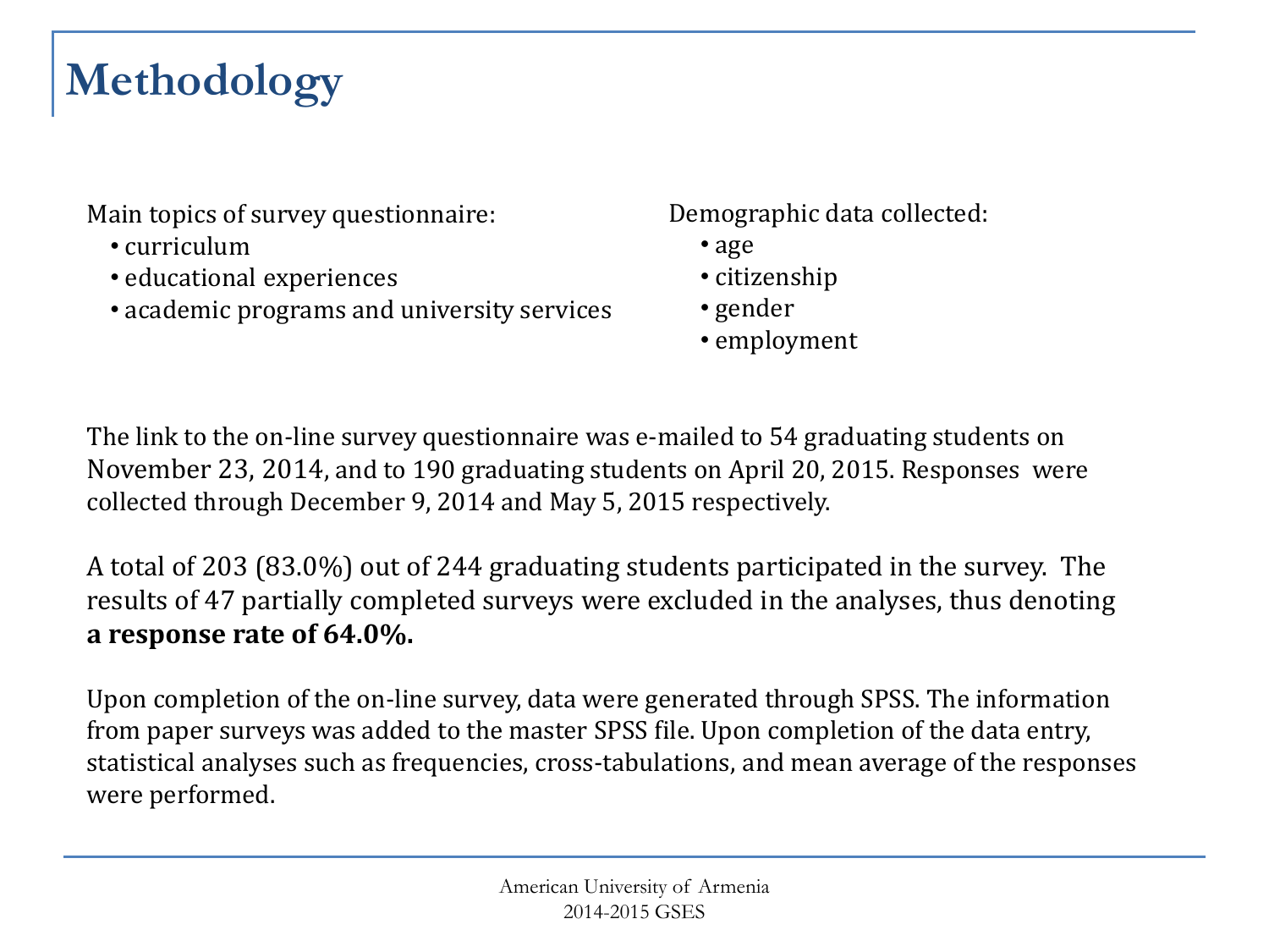# Methodology

Main topics of survey questionnaire:

- curriculum
- educational experiences
- academic programs and university services

Demographic data collected:

- age
- citizenship
- gender
- employment

The link to the on-line survey questionnaire was e-mailed to 54 graduating students on November 23, 2014, and to 190 graduating students on April 20, 2015. Responses were collected through December 9, 2014 and May 5, 2015 respectively.

A total of 203 (83.0%) out of 244 graduating students participated in the survey. The results of 47 partially completed surveys were excluded in the analyses, thus denoting **a response rate of 64.0%.**

Upon completion of the on-line survey, data were generated through SPSS. The information from paper surveys was added to the master SPSS file. Upon completion of the data entry, statistical analyses such as frequencies, cross-tabulations, and mean average of the responses were performed.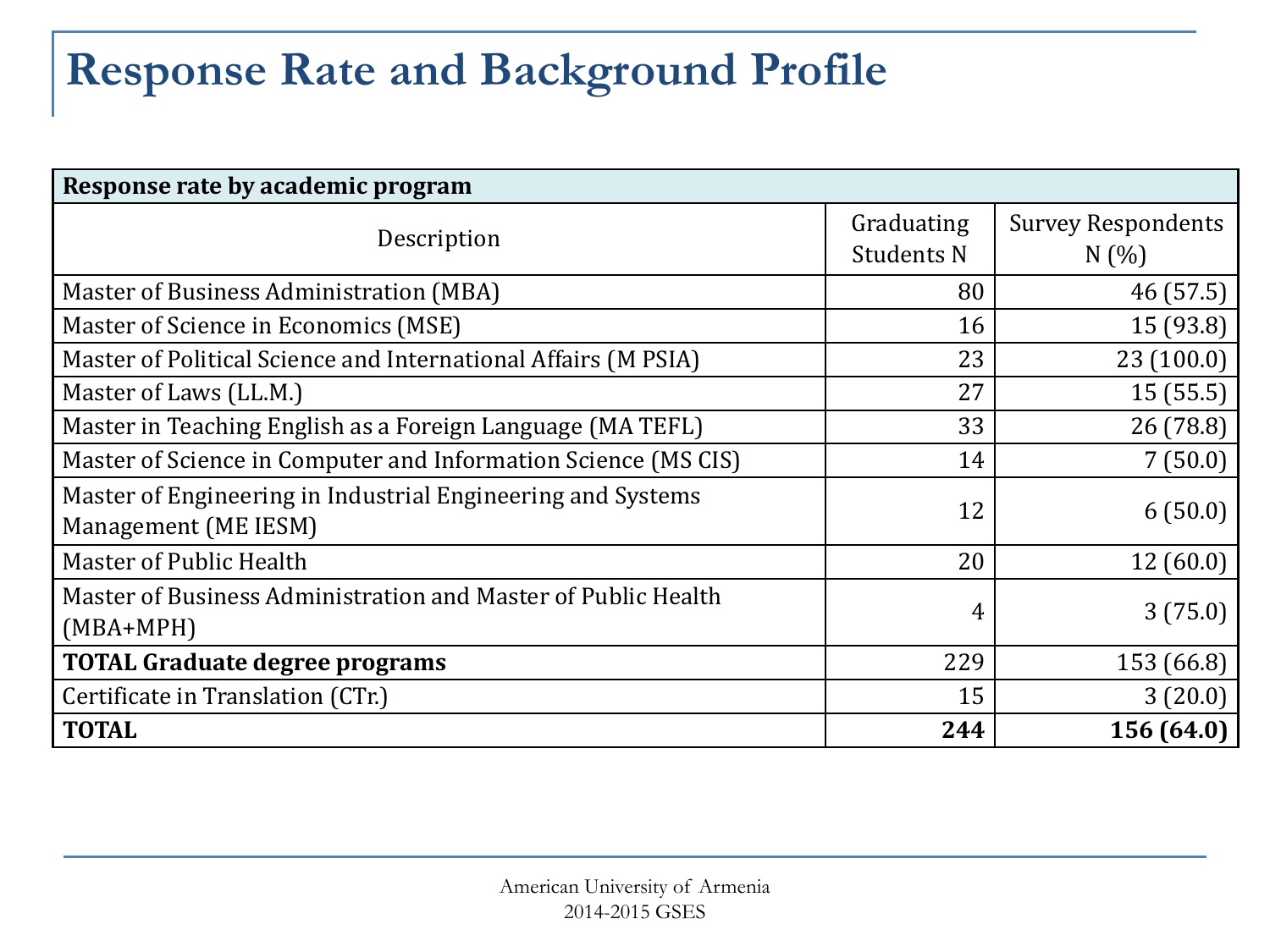# Response Rate and Background Profile

| Response rate by academic program | | |
|---|---|---|
| Description | Graduating Students N | Survey Respondents N (%) |
| Master of Business Administration (MBA) | 80 | 46 (57.5) |
| Master of Science in Economics (MSE) | 16 | 15 (93.8) |
| Master of Political Science and International Affairs (M PSIA) | 23 | 23 (100.0) |
| Master of Laws (LL.M.) | 27 | 15 (55.5) |
| Master in Teaching English as a Foreign Language (MA TEFL) | 33 | 26 (78.8) |
| Master of Science in Computer and Information Science (MS CIS) | 14 | 7 (50.0) |
| Master of Engineering in Industrial Engineering and Systems Management (ME IESM) | 12 | 6 (50.0) |
| Master of Public Health | 20 | 12 (60.0) |
| Master of Business Administration and Master of Public Health (MBA+MPH) | 4 | 3 (75.0) |
| **TOTAL Graduate degree programs** | 229 | 153 (66.8) |
| Certificate in Translation (CTr.) | 15 | 3 (20.0) |
| **TOTAL** | **244** | **156 (64.0)** |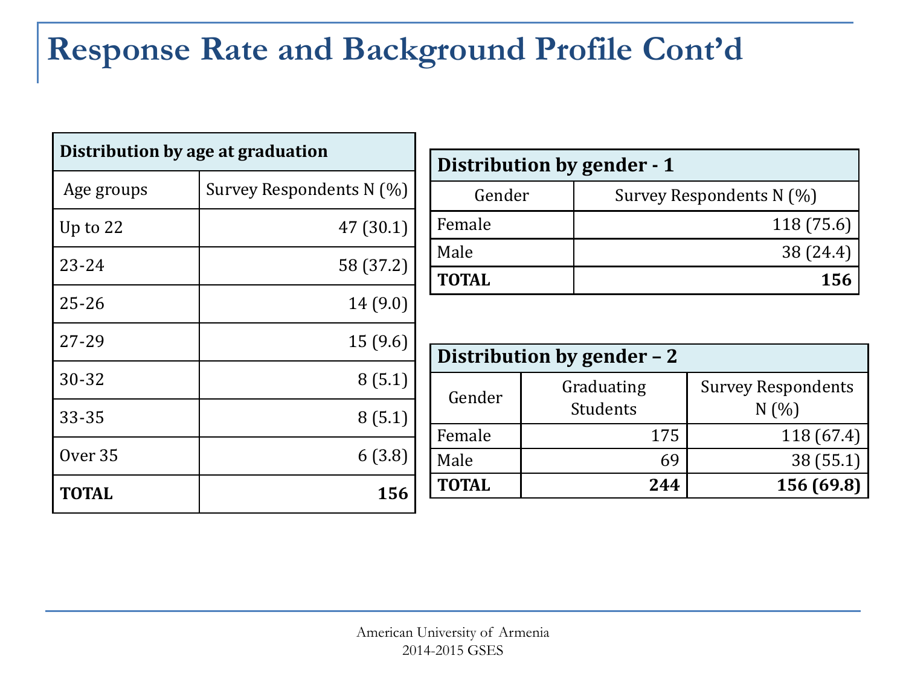# Response Rate and Background Profile Cont'd

| Distribution by age at graduation | |
|---|---|
| Age groups | Survey Respondents N (%) |
| Up to 22 | 47 (30.1) |
| 23-24 | 58 (37.2) |
| 25-26 | 14 (9.0) |
| 27-29 | 15 (9.6) |
| 30-32 | 8 (5.1) |
| 33-35 | 8 (5.1) |
| Over 35 | 6 (3.8) |
| **TOTAL** | **156** |

| Distribution by gender - 1 | |
|---|---|
| Gender | Survey Respondents N (%) |
| Female | 118 (75.6) |
| Male | 38 (24.4) |
| **TOTAL** | **156** |

| Distribution by gender – 2 | | |
|---|---|---|
| Gender | Graduating Students | Survey Respondents N (%) |
| Female | 175 | 118 (67.4) |
| Male | 69 | 38 (55.1) |
| **TOTAL** | **244** | **156 (69.8)** |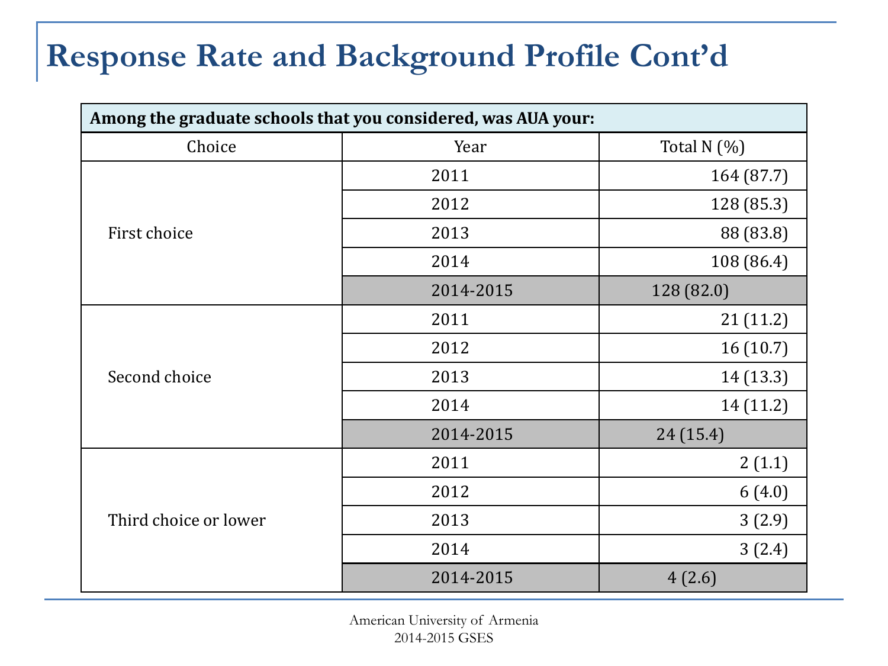# Response Rate and Background Profile Cont'd

| Among the graduate schools that you considered, was AUA your: | | |
|---|---|---|
| Choice | Year | Total N (%) |
| First choice | 2011 | 164 (87.7) |
| | 2012 | 128 (85.3) |
| | 2013 | 88 (83.8) |
| | 2014 | 108 (86.4) |
| | 2014-2015 | 128 (82.0) |
| Second choice | 2011 | 21 (11.2) |
| | 2012 | 16 (10.7) |
| | 2013 | 14 (13.3) |
| | 2014 | 14 (11.2) |
| | 2014-2015 | 24 (15.4) |
| Third choice or lower | 2011 | 2 (1.1) |
| | 2012 | 6 (4.0) |
| | 2013 | 3 (2.9) |
| | 2014 | 3 (2.4) |
| | 2014-2015 | 4 (2.6) |

American University of Armenia
2014-2015 GSES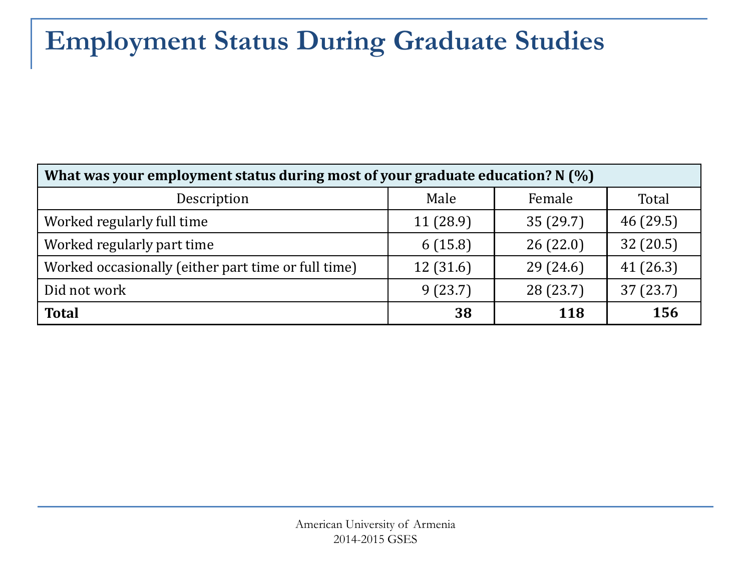# Employment Status During Graduate Studies

| What was your employment status during most of your graduate education? N (%) | | | |
|---|---|---|---|
| Description | Male | Female | Total |
| Worked regularly full time | 11 (28.9) | 35 (29.7) | 46 (29.5) |
| Worked regularly part time | 6 (15.8) | 26 (22.0) | 32 (20.5) |
| Worked occasionally (either part time or full time) | 12 (31.6) | 29 (24.6) | 41 (26.3) |
| Did not work | 9 (23.7) | 28 (23.7) | 37 (23.7) |
| **Total** | **38** | **118** | **156** |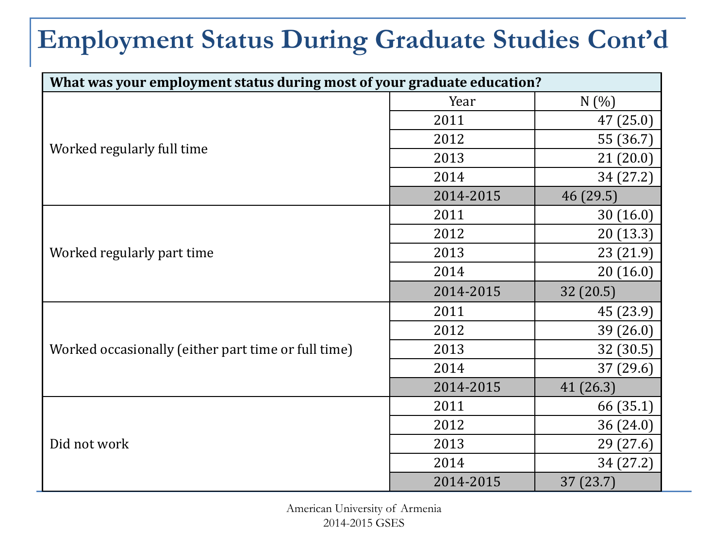# Employment Status During Graduate Studies Cont'd

| What was your employment status during most of your graduate education? | | |
|---|---|---|
| | Year | N (%) |
| Worked regularly full time | 2011 | 47 (25.0) |
| | 2012 | 55 (36.7) |
| | 2013 | 21 (20.0) |
| | 2014 | 34 (27.2) |
| | 2014-2015 | 46 (29.5) |
| Worked regularly part time | 2011 | 30 (16.0) |
| | 2012 | 20 (13.3) |
| | 2013 | 23 (21.9) |
| | 2014 | 20 (16.0) |
| | 2014-2015 | 32 (20.5) |
| Worked occasionally (either part time or full time) | 2011 | 45 (23.9) |
| | 2012 | 39 (26.0) |
| | 2013 | 32 (30.5) |
| | 2014 | 37 (29.6) |
| | 2014-2015 | 41 (26.3) |
| Did not work | 2011 | 66 (35.1) |
| | 2012 | 36 (24.0) |
| | 2013 | 29 (27.6) |
| | 2014 | 34 (27.2) |
| | 2014-2015 | 37 (23.7) |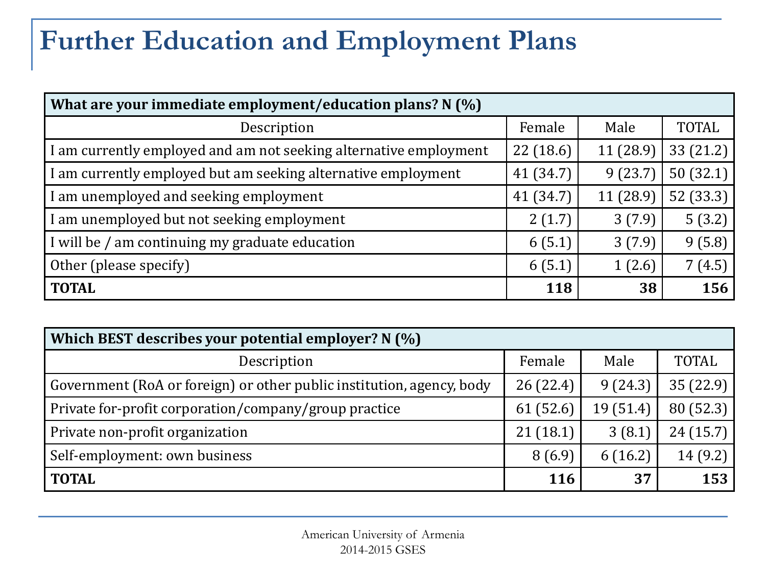# Further Education and Employment Plans

| What are your immediate employment/education plans? N (%) | | | |
|---|---|---|---|
| Description | Female | Male | TOTAL |
| I am currently employed and am not seeking alternative employment | 22 (18.6) | 11 (28.9) | 33 (21.2) |
| I am currently employed but am seeking alternative employment | 41 (34.7) | 9 (23.7) | 50 (32.1) |
| I am unemployed and seeking employment | 41 (34.7) | 11 (28.9) | 52 (33.3) |
| I am unemployed but not seeking employment | 2 (1.7) | 3 (7.9) | 5 (3.2) |
| I will be / am continuing my graduate education | 6 (5.1) | 3 (7.9) | 9 (5.8) |
| Other (please specify) | 6 (5.1) | 1 (2.6) | 7 (4.5) |
| **TOTAL** | **118** | **38** | **156** |

| Which BEST describes your potential employer? N (%) | | | |
|---|---|---|---|
| Description | Female | Male | TOTAL |
| Government (RoA or foreign) or other public institution, agency, body | 26 (22.4) | 9 (24.3) | 35 (22.9) |
| Private for-profit corporation/company/group practice | 61 (52.6) | 19 (51.4) | 80 (52.3) |
| Private non-profit organization | 21 (18.1) | 3 (8.1) | 24 (15.7) |
| Self-employment: own business | 8 (6.9) | 6 (16.2) | 14 (9.2) |
| **TOTAL** | **116** | **37** | **153** |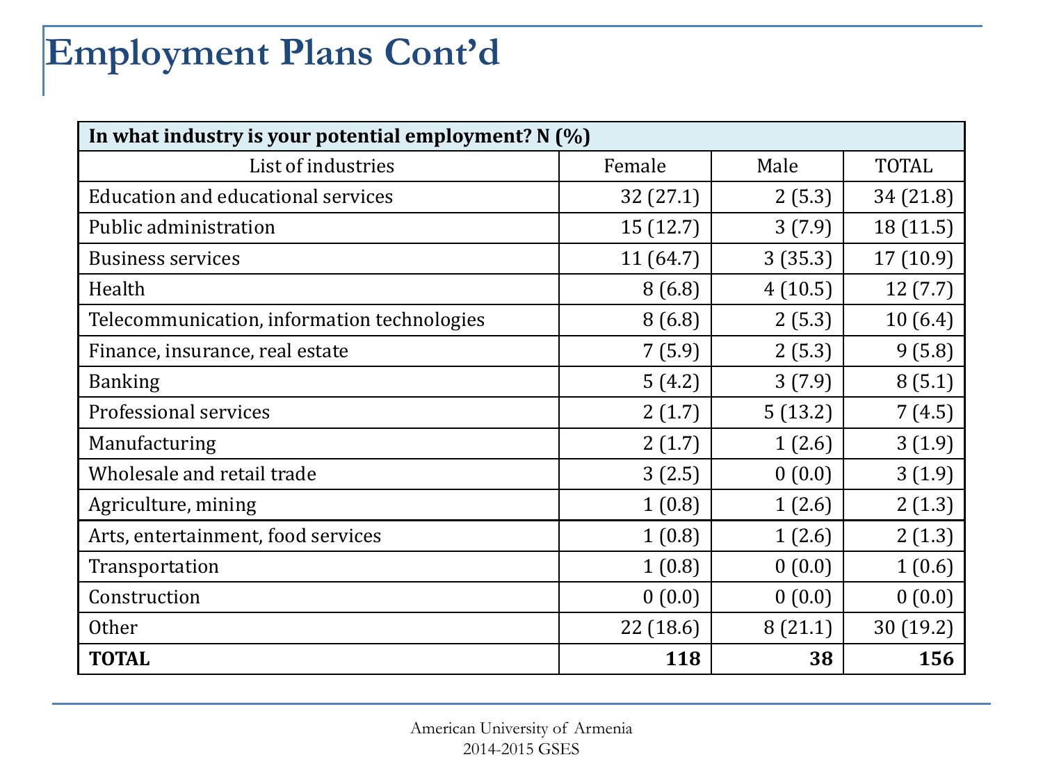# Employment Plans Cont'd

| In what industry is your potential employment? N (%) | | | |
|---|---|---|---|
| List of industries | Female | Male | TOTAL |
| Education and educational services | 32 (27.1) | 2 (5.3) | 34 (21.8) |
| Public administration | 15 (12.7) | 3 (7.9) | 18 (11.5) |
| Business services | 11 (64.7) | 3 (35.3) | 17 (10.9) |
| Health | 8 (6.8) | 4 (10.5) | 12 (7.7) |
| Telecommunication, information technologies | 8 (6.8) | 2 (5.3) | 10 (6.4) |
| Finance, insurance, real estate | 7 (5.9) | 2 (5.3) | 9 (5.8) |
| Banking | 5 (4.2) | 3 (7.9) | 8 (5.1) |
| Professional services | 2 (1.7) | 5 (13.2) | 7 (4.5) |
| Manufacturing | 2 (1.7) | 1 (2.6) | 3 (1.9) |
| Wholesale and retail trade | 3 (2.5) | 0 (0.0) | 3 (1.9) |
| Agriculture, mining | 1 (0.8) | 1 (2.6) | 2 (1.3) |
| Arts, entertainment, food services | 1 (0.8) | 1 (2.6) | 2 (1.3) |
| Transportation | 1 (0.8) | 0 (0.0) | 1 (0.6) |
| Construction | 0 (0.0) | 0 (0.0) | 0 (0.0) |
| Other | 22 (18.6) | 8 (21.1) | 30 (19.2) |
| **TOTAL** | **118** | **38** | **156** |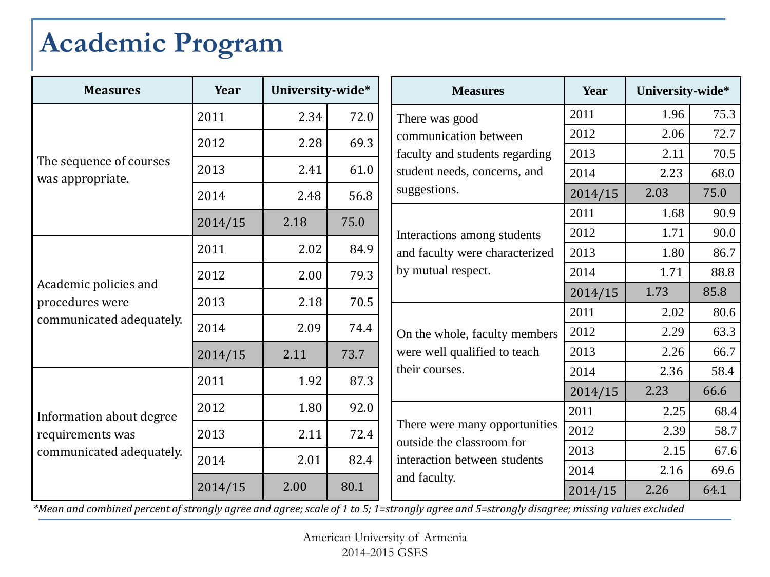# Academic Program

| Measures | Year | University-wide* | |
|---|---|---|---|
| The sequence of courses was appropriate. | 2011 | 2.34 | 72.0 |
| | 2012 | 2.28 | 69.3 |
| | 2013 | 2.41 | 61.0 |
| | 2014 | 2.48 | 56.8 |
| | 2014/15 | 2.18 | 75.0 |
| Academic policies and procedures were communicated adequately. | 2011 | 2.02 | 84.9 |
| | 2012 | 2.00 | 79.3 |
| | 2013 | 2.18 | 70.5 |
| | 2014 | 2.09 | 74.4 |
| | 2014/15 | 2.11 | 73.7 |
| Information about degree requirements was communicated adequately. | 2011 | 1.92 | 87.3 |
| | 2012 | 1.80 | 92.0 |
| | 2013 | 2.11 | 72.4 |
| | 2014 | 2.01 | 82.4 |
| | 2014/15 | 2.00 | 80.1 |

| Measures | Year | University-wide* | |
|---|---|---|---|
| There was good communication between faculty and students regarding student needs, concerns, and suggestions. | 2011 | 1.96 | 75.3 |
| | 2012 | 2.06 | 72.7 |
| | 2013 | 2.11 | 70.5 |
| | 2014 | 2.23 | 68.0 |
| | 2014/15 | 2.03 | 75.0 |
| Interactions among students and faculty were characterized by mutual respect. | 2011 | 1.68 | 90.9 |
| | 2012 | 1.71 | 90.0 |
| | 2013 | 1.80 | 86.7 |
| | 2014 | 1.71 | 88.8 |
| | 2014/15 | 1.73 | 85.8 |
| On the whole, faculty members were well qualified to teach their courses. | 2011 | 2.02 | 80.6 |
| | 2012 | 2.29 | 63.3 |
| | 2013 | 2.26 | 66.7 |
| | 2014 | 2.36 | 58.4 |
| | 2014/15 | 2.23 | 66.6 |
| There were many opportunities outside the classroom for interaction between students and faculty. | 2011 | 2.25 | 68.4 |
| | 2012 | 2.39 | 58.7 |
| | 2013 | 2.15 | 67.6 |
| | 2014 | 2.16 | 69.6 |
| | 2014/15 | 2.26 | 64.1 |

*\*Mean and combined percent of strongly agree and agree; scale of 1 to 5; 1=strongly agree and 5=strongly disagree; missing values excluded*

American University of Armenia
2014-2015 GSES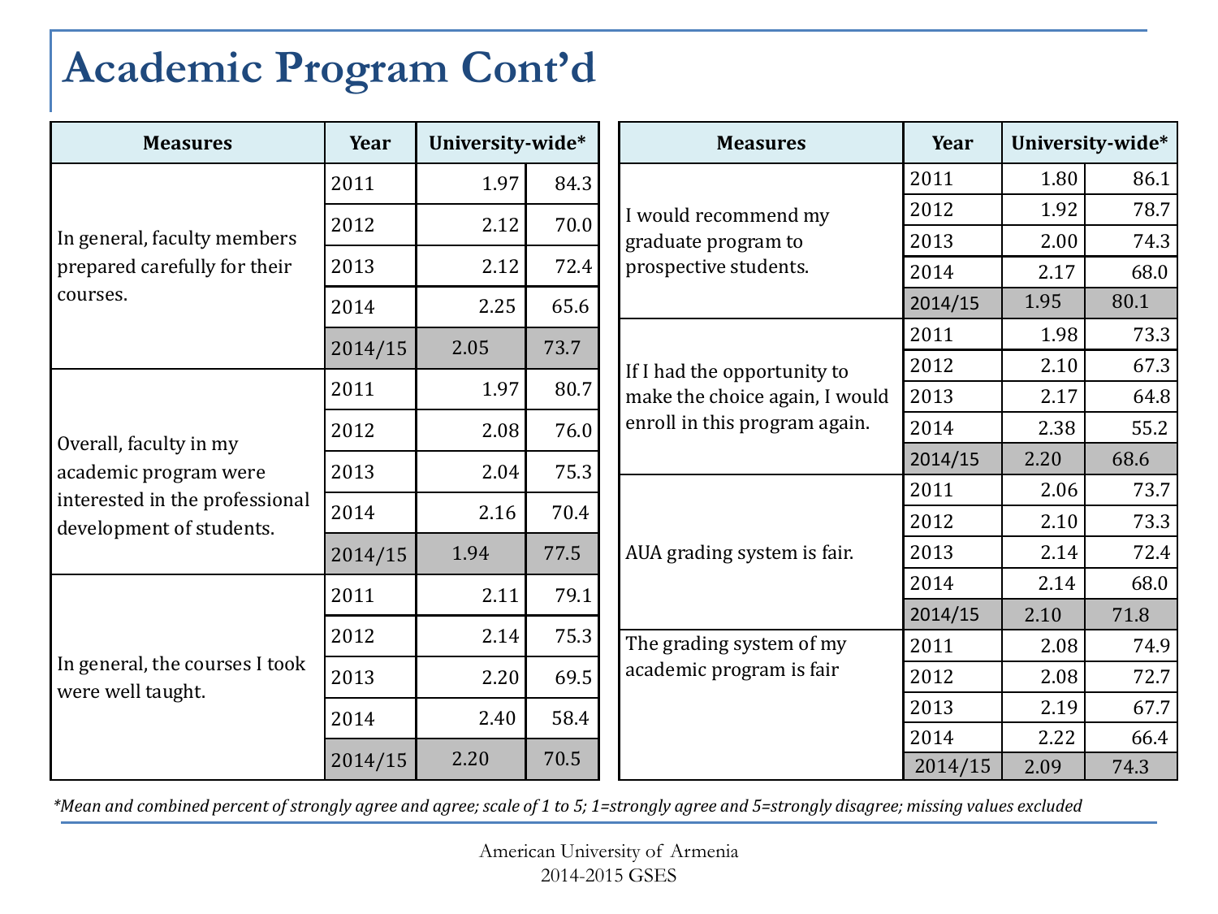# Academic Program Cont'd

| Measures | Year | University-wide* | |
|---|---|---|---|
| In general, faculty members prepared carefully for their courses. | 2011 | 1.97 | 84.3 |
| | 2012 | 2.12 | 70.0 |
| | 2013 | 2.12 | 72.4 |
| | 2014 | 2.25 | 65.6 |
| | 2014/15 | 2.05 | 73.7 |
| Overall, faculty in my academic program were interested in the professional development of students. | 2011 | 1.97 | 80.7 |
| | 2012 | 2.08 | 76.0 |
| | 2013 | 2.04 | 75.3 |
| | 2014 | 2.16 | 70.4 |
| | 2014/15 | 1.94 | 77.5 |
| In general, the courses I took were well taught. | 2011 | 2.11 | 79.1 |
| | 2012 | 2.14 | 75.3 |
| | 2013 | 2.20 | 69.5 |
| | 2014 | 2.40 | 58.4 |
| | 2014/15 | 2.20 | 70.5 |

| Measures | Year | University-wide* | |
|---|---|---|---|
| I would recommend my graduate program to prospective students. | 2011 | 1.80 | 86.1 |
| | 2012 | 1.92 | 78.7 |
| | 2013 | 2.00 | 74.3 |
| | 2014 | 2.17 | 68.0 |
| | 2014/15 | 1.95 | 80.1 |
| If I had the opportunity to make the choice again, I would enroll in this program again. | 2011 | 1.98 | 73.3 |
| | 2012 | 2.10 | 67.3 |
| | 2013 | 2.17 | 64.8 |
| | 2014 | 2.38 | 55.2 |
| | 2014/15 | 2.20 | 68.6 |
| AUA grading system is fair. | 2011 | 2.06 | 73.7 |
| | 2012 | 2.10 | 73.3 |
| | 2013 | 2.14 | 72.4 |
| | 2014 | 2.14 | 68.0 |
| | 2014/15 | 2.10 | 71.8 |
| The grading system of my academic program is fair | 2011 | 2.08 | 74.9 |
| | 2012 | 2.08 | 72.7 |
| | 2013 | 2.19 | 67.7 |
| | 2014 | 2.22 | 66.4 |
| | 2014/15 | 2.09 | 74.3 |

*\*Mean and combined percent of strongly agree and agree; scale of 1 to 5; 1=strongly agree and 5=strongly disagree; missing values excluded*

American University of Armenia
2014-2015 GSES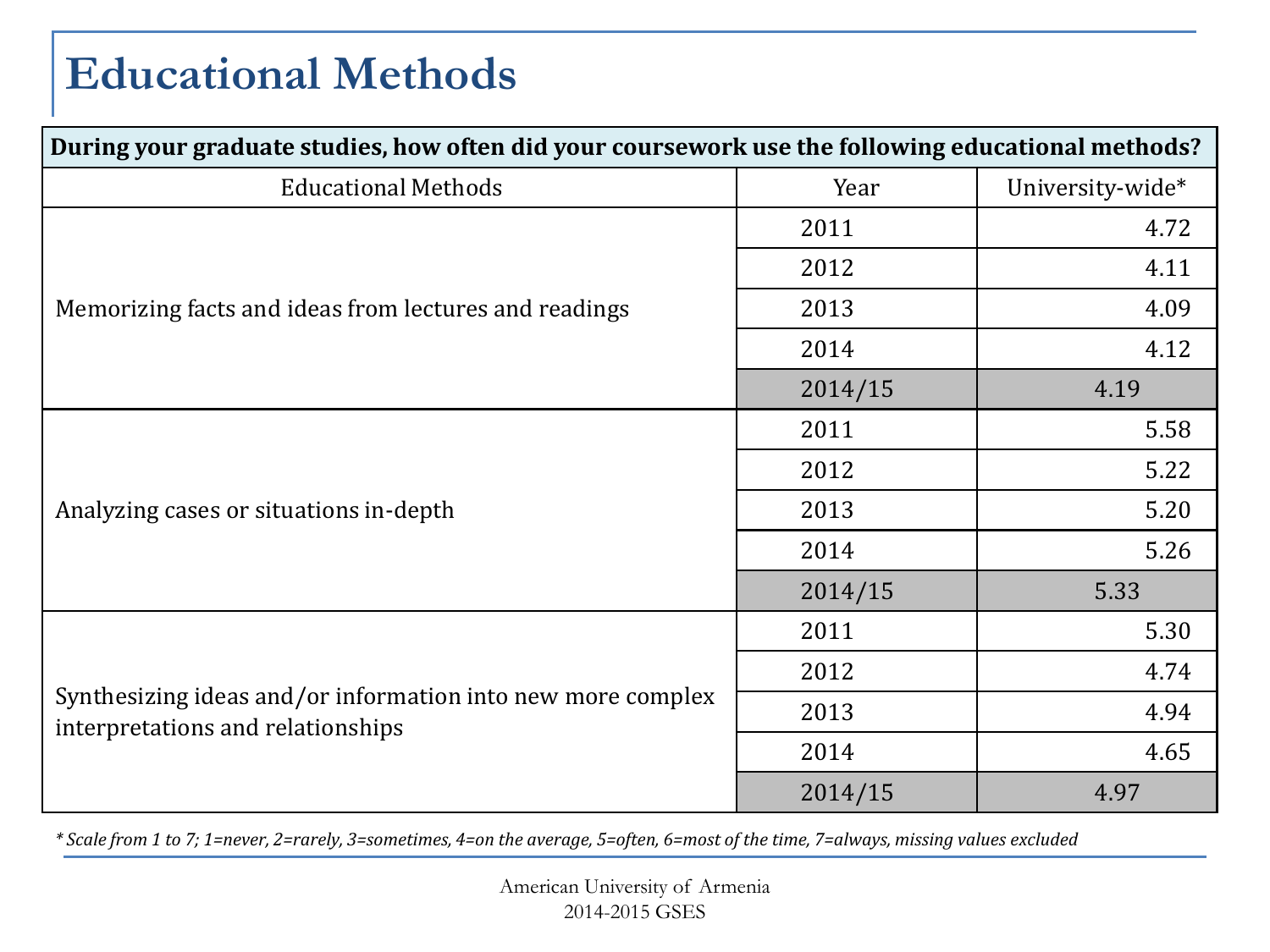# Educational Methods

| During your graduate studies, how often did your coursework use the following educational methods? | | |
|---|---|---|
| Educational Methods | Year | University-wide* |
| Memorizing facts and ideas from lectures and readings | 2011 | 4.72 |
| | 2012 | 4.11 |
| | 2013 | 4.09 |
| | 2014 | 4.12 |
| | 2014/15 | 4.19 |
| Analyzing cases or situations in-depth | 2011 | 5.58 |
| | 2012 | 5.22 |
| | 2013 | 5.20 |
| | 2014 | 5.26 |
| | 2014/15 | 5.33 |
| Synthesizing ideas and/or information into new more complex interpretations and relationships | 2011 | 5.30 |
| | 2012 | 4.74 |
| | 2013 | 4.94 |
| | 2014 | 4.65 |
| | 2014/15 | 4.97 |

*\* Scale from 1 to 7; 1=never, 2=rarely, 3=sometimes, 4=on the average, 5=often, 6=most of the time, 7=always, missing values excluded*

American University of Armenia
2014-2015 GSES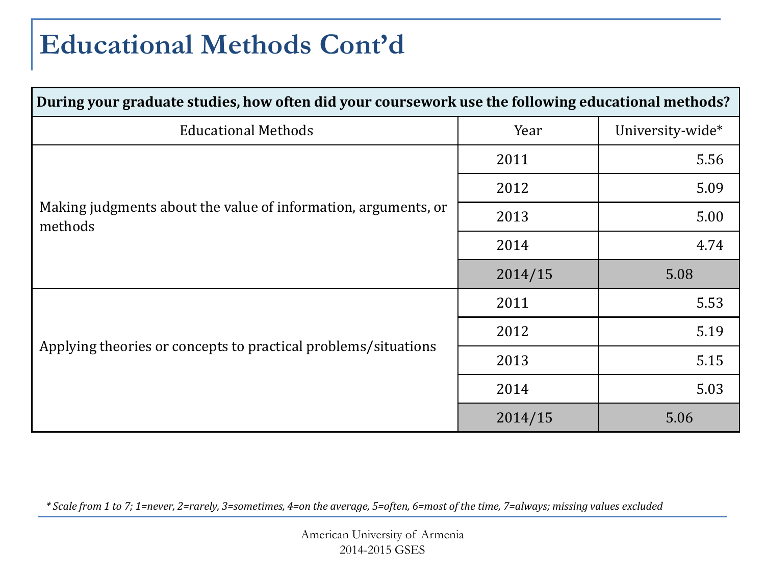# Educational Methods Cont'd

| During your graduate studies, how often did your coursework use the following educational methods? | | |
|---|---|---|
| Educational Methods | Year | University-wide* |
| Making judgments about the value of information, arguments, or methods | 2011 | 5.56 |
| | 2012 | 5.09 |
| | 2013 | 5.00 |
| | 2014 | 4.74 |
| | 2014/15 | 5.08 |
| Applying theories or concepts to practical problems/situations | 2011 | 5.53 |
| | 2012 | 5.19 |
| | 2013 | 5.15 |
| | 2014 | 5.03 |
| | 2014/15 | 5.06 |

*\* Scale from 1 to 7; 1=never, 2=rarely, 3=sometimes, 4=on the average, 5=often, 6=most of the time, 7=always; missing values excluded*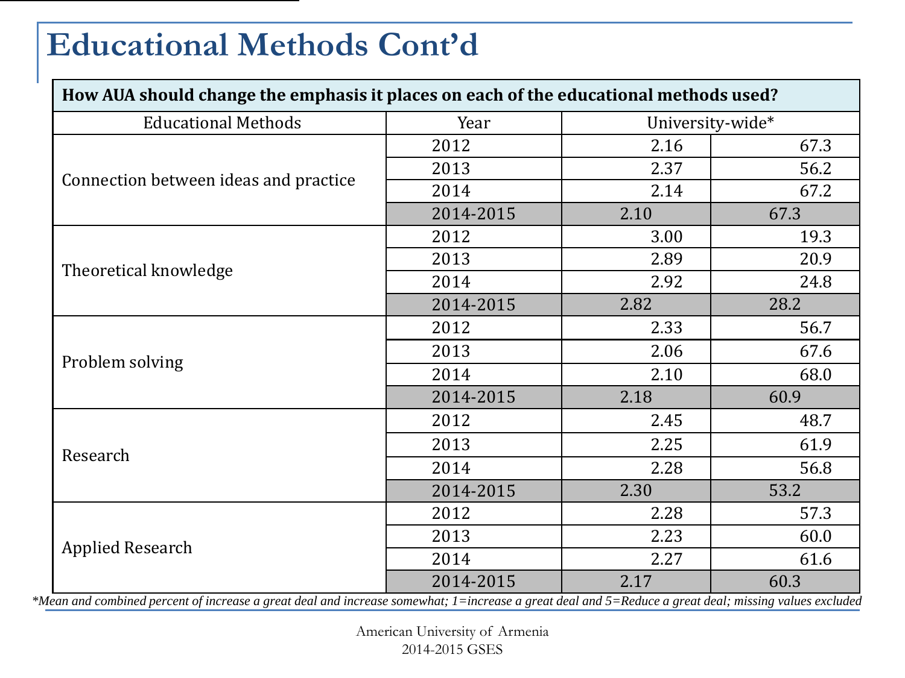# Educational Methods Cont'd

| How AUA should change the emphasis it places on each of the educational methods used? | | | |
|---|---|---|---|
| Educational Methods | Year | University-wide* | |
| Connection between ideas and practice | 2012 | 2.16 | 67.3 |
| | 2013 | 2.37 | 56.2 |
| | 2014 | 2.14 | 67.2 |
| | 2014-2015 | 2.10 | 67.3 |
| Theoretical knowledge | 2012 | 3.00 | 19.3 |
| | 2013 | 2.89 | 20.9 |
| | 2014 | 2.92 | 24.8 |
| | 2014-2015 | 2.82 | 28.2 |
| Problem solving | 2012 | 2.33 | 56.7 |
| | 2013 | 2.06 | 67.6 |
| | 2014 | 2.10 | 68.0 |
| | 2014-2015 | 2.18 | 60.9 |
| Research | 2012 | 2.45 | 48.7 |
| | 2013 | 2.25 | 61.9 |
| | 2014 | 2.28 | 56.8 |
| | 2014-2015 | 2.30 | 53.2 |
| Applied Research | 2012 | 2.28 | 57.3 |
| | 2013 | 2.23 | 60.0 |
| | 2014 | 2.27 | 61.6 |
| | 2014-2015 | 2.17 | 60.3 |

*\*Mean and combined percent of increase a great deal and increase somewhat; 1=increase a great deal and 5=Reduce a great deal; missing values excluded*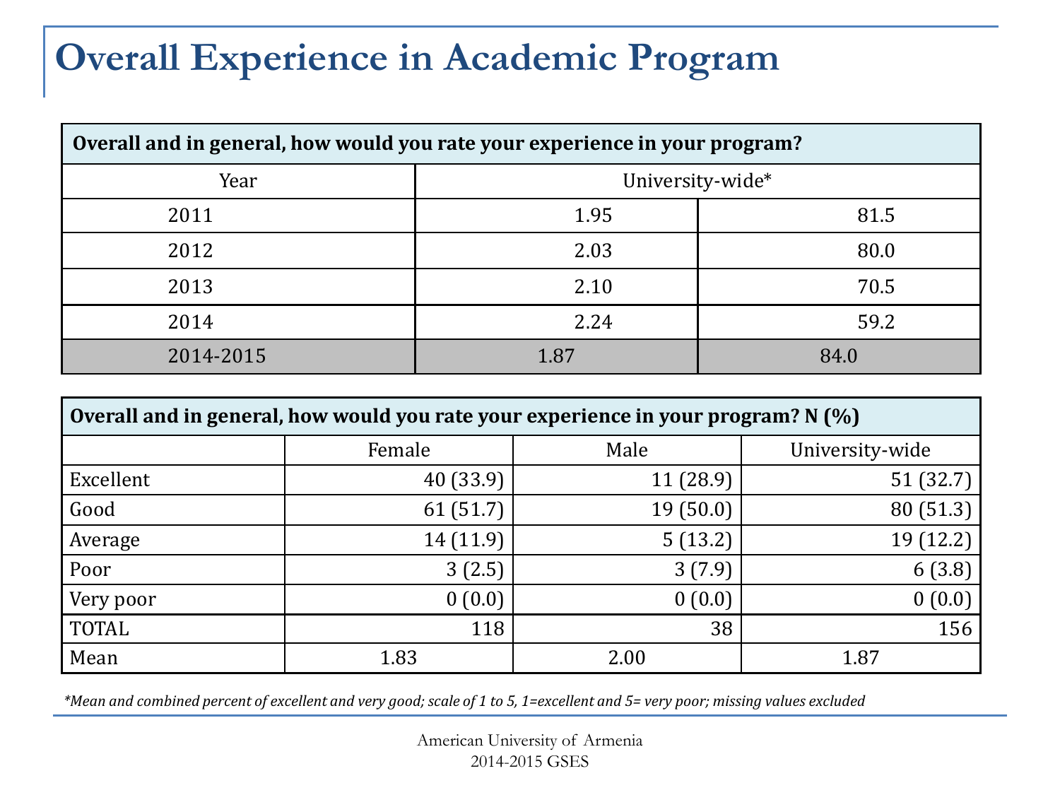# Overall Experience in Academic Program

| Overall and in general, how would you rate your experience in your program? | | |
|---|---|---|
| Year | University-wide* | |
| 2011 | 1.95 | 81.5 |
| 2012 | 2.03 | 80.0 |
| 2013 | 2.10 | 70.5 |
| 2014 | 2.24 | 59.2 |
| 2014-2015 | 1.87 | 84.0 |

| Overall and in general, how would you rate your experience in your program? N (%) | | | |
|---|---|---|---|
| | Female | Male | University-wide |
| Excellent | 40 (33.9) | 11 (28.9) | 51 (32.7) |
| Good | 61 (51.7) | 19 (50.0) | 80 (51.3) |
| Average | 14 (11.9) | 5 (13.2) | 19 (12.2) |
| Poor | 3 (2.5) | 3 (7.9) | 6 (3.8) |
| Very poor | 0 (0.0) | 0 (0.0) | 0 (0.0) |
| TOTAL | 118 | 38 | 156 |
| Mean | 1.83 | 2.00 | 1.87 |

*\*Mean and combined percent of excellent and very good; scale of 1 to 5, 1=excellent and 5= very poor; missing values excluded*

American University of Armenia
2014-2015 GSES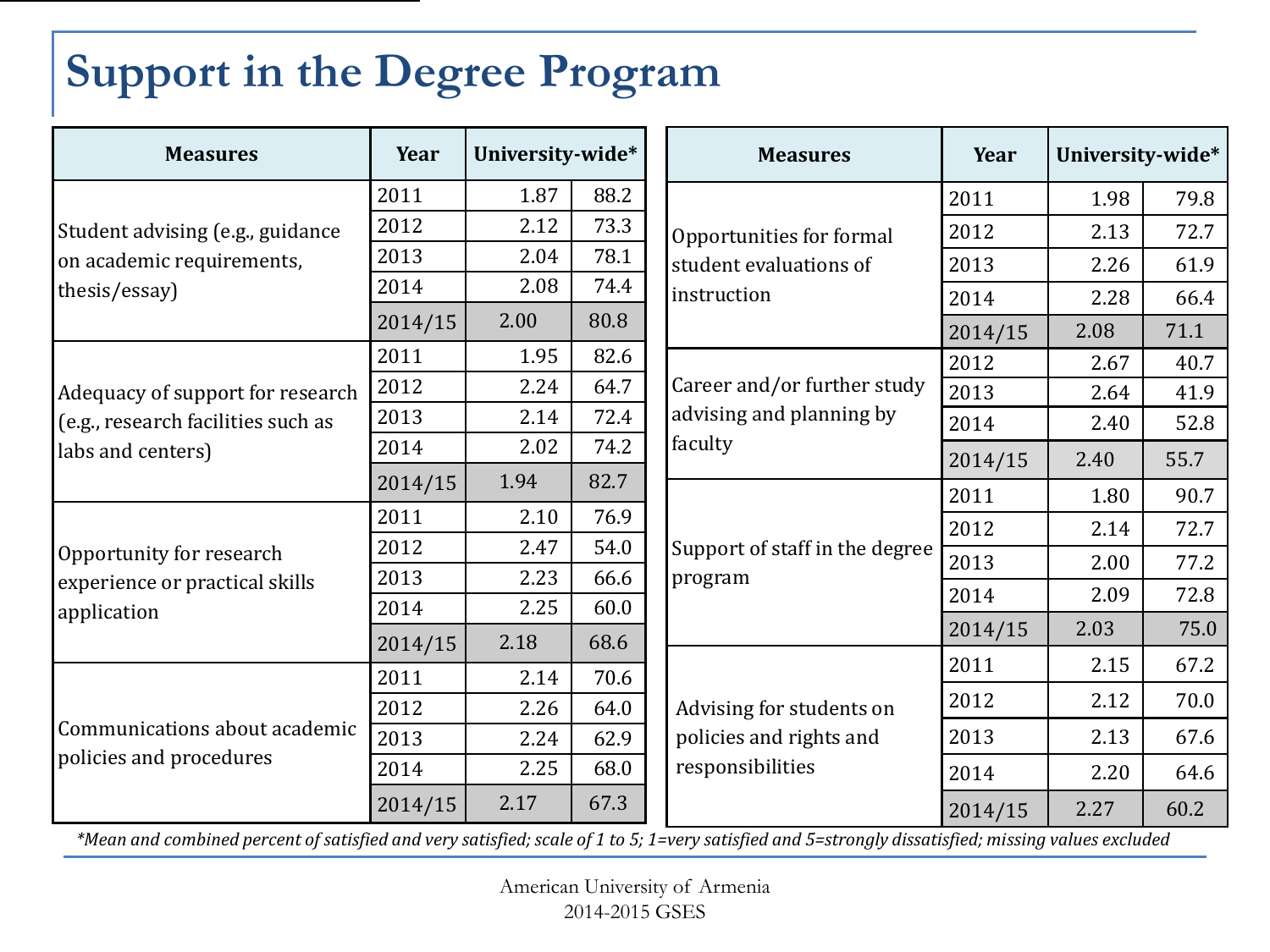# Support in the Degree Program

| Measures | Year | University-wide* | |
|---|---|---|---|
| Student advising (e.g., guidance on academic requirements, thesis/essay) | 2011 | 1.87 | 88.2 |
| | 2012 | 2.12 | 73.3 |
| | 2013 | 2.04 | 78.1 |
| | 2014 | 2.08 | 74.4 |
| | 2014/15 | 2.00 | 80.8 |
| Adequacy of support for research (e.g., research facilities such as labs and centers) | 2011 | 1.95 | 82.6 |
| | 2012 | 2.24 | 64.7 |
| | 2013 | 2.14 | 72.4 |
| | 2014 | 2.02 | 74.2 |
| | 2014/15 | 1.94 | 82.7 |
| Opportunity for research experience or practical skills application | 2011 | 2.10 | 76.9 |
| | 2012 | 2.47 | 54.0 |
| | 2013 | 2.23 | 66.6 |
| | 2014 | 2.25 | 60.0 |
| | 2014/15 | 2.18 | 68.6 |
| Communications about academic policies and procedures | 2011 | 2.14 | 70.6 |
| | 2012 | 2.26 | 64.0 |
| | 2013 | 2.24 | 62.9 |
| | 2014 | 2.25 | 68.0 |
| | 2014/15 | 2.17 | 67.3 |

| Measures | Year | University-wide* | |
|---|---|---|---|
| Opportunities for formal student evaluations of instruction | 2011 | 1.98 | 79.8 |
| | 2012 | 2.13 | 72.7 |
| | 2013 | 2.26 | 61.9 |
| | 2014 | 2.28 | 66.4 |
| | 2014/15 | 2.08 | 71.1 |
| Career and/or further study advising and planning by faculty | 2012 | 2.67 | 40.7 |
| | 2013 | 2.64 | 41.9 |
| | 2014 | 2.40 | 52.8 |
| | 2014/15 | 2.40 | 55.7 |
| Support of staff in the degree program | 2011 | 1.80 | 90.7 |
| | 2012 | 2.14 | 72.7 |
| | 2013 | 2.00 | 77.2 |
| | 2014 | 2.09 | 72.8 |
| | 2014/15 | 2.03 | 75.0 |
| Advising for students on policies and rights and responsibilities | 2011 | 2.15 | 67.2 |
| | 2012 | 2.12 | 70.0 |
| | 2013 | 2.13 | 67.6 |
| | 2014 | 2.20 | 64.6 |
| | 2014/15 | 2.27 | 60.2 |

*\*Mean and combined percent of satisfied and very satisfied; scale of 1 to 5; 1=very satisfied and 5=strongly dissatisfied; missing values excluded*

American University of Armenia
2014-2015 GSES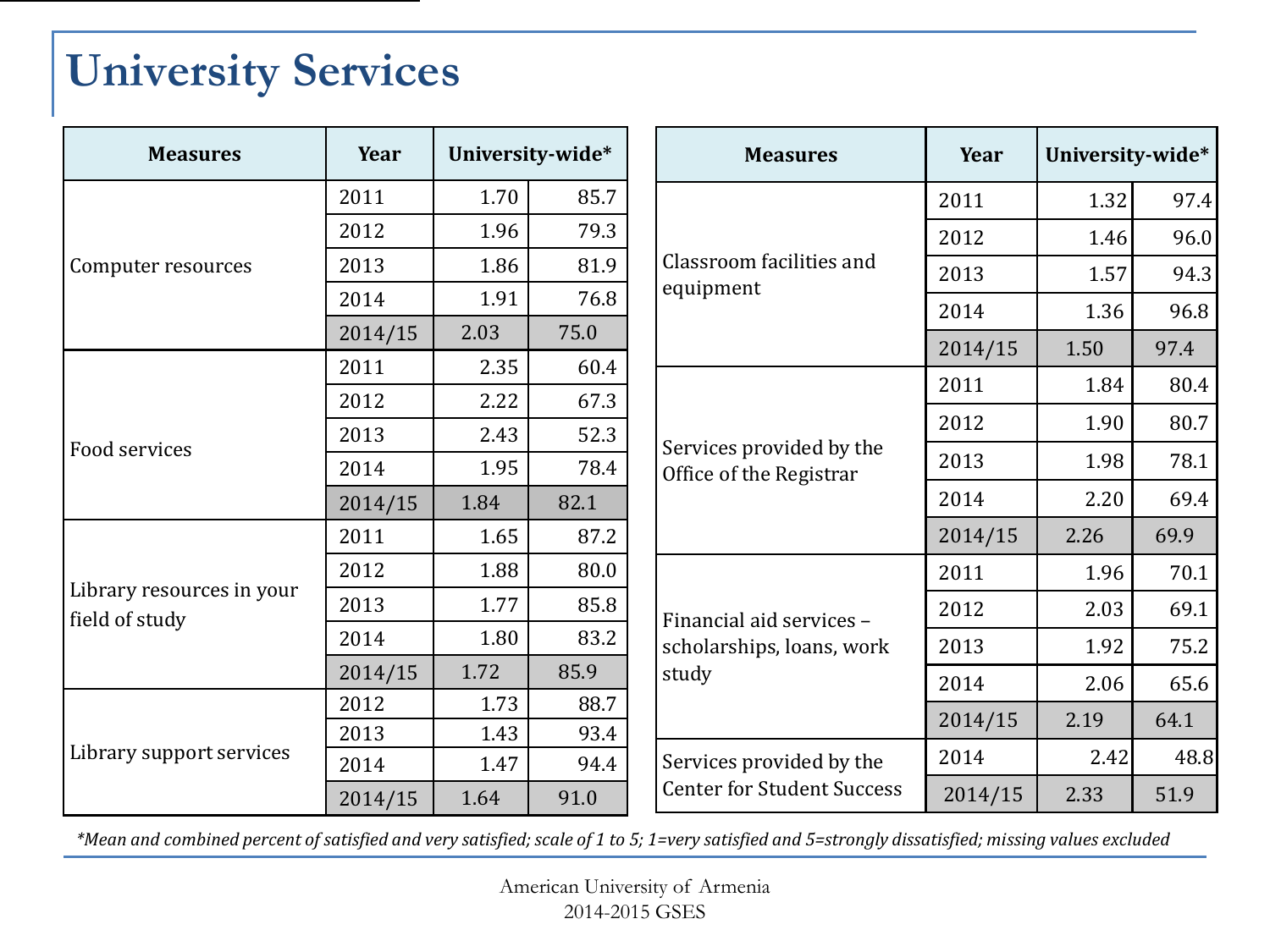# University Services

| Measures | Year | University-wide* | |
|---|---|---|---|
| Computer resources | 2011 | 1.70 | 85.7 |
| | 2012 | 1.96 | 79.3 |
| | 2013 | 1.86 | 81.9 |
| | 2014 | 1.91 | 76.8 |
| | 2014/15 | 2.03 | 75.0 |
| Food services | 2011 | 2.35 | 60.4 |
| | 2012 | 2.22 | 67.3 |
| | 2013 | 2.43 | 52.3 |
| | 2014 | 1.95 | 78.4 |
| | 2014/15 | 1.84 | 82.1 |
| Library resources in your field of study | 2011 | 1.65 | 87.2 |
| | 2012 | 1.88 | 80.0 |
| | 2013 | 1.77 | 85.8 |
| | 2014 | 1.80 | 83.2 |
| | 2014/15 | 1.72 | 85.9 |
| Library support services | 2012 | 1.73 | 88.7 |
| | 2013 | 1.43 | 93.4 |
| | 2014 | 1.47 | 94.4 |
| | 2014/15 | 1.64 | 91.0 |

| Measures | Year | University-wide* | |
|---|---|---|---|
| Classroom facilities and equipment | 2011 | 1.32 | 97.4 |
| | 2012 | 1.46 | 96.0 |
| | 2013 | 1.57 | 94.3 |
| | 2014 | 1.36 | 96.8 |
| | 2014/15 | 1.50 | 97.4 |
| Services provided by the Office of the Registrar | 2011 | 1.84 | 80.4 |
| | 2012 | 1.90 | 80.7 |
| | 2013 | 1.98 | 78.1 |
| | 2014 | 2.20 | 69.4 |
| | 2014/15 | 2.26 | 69.9 |
| Financial aid services – scholarships, loans, work study | 2011 | 1.96 | 70.1 |
| | 2012 | 2.03 | 69.1 |
| | 2013 | 1.92 | 75.2 |
| | 2014 | 2.06 | 65.6 |
| | 2014/15 | 2.19 | 64.1 |
| Services provided by the Center for Student Success | 2014 | 2.42 | 48.8 |
| | 2014/15 | 2.33 | 51.9 |

*\*Mean and combined percent of satisfied and very satisfied; scale of 1 to 5; 1=very satisfied and 5=strongly dissatisfied; missing values excluded*

American University of Armenia
2014-2015 GSES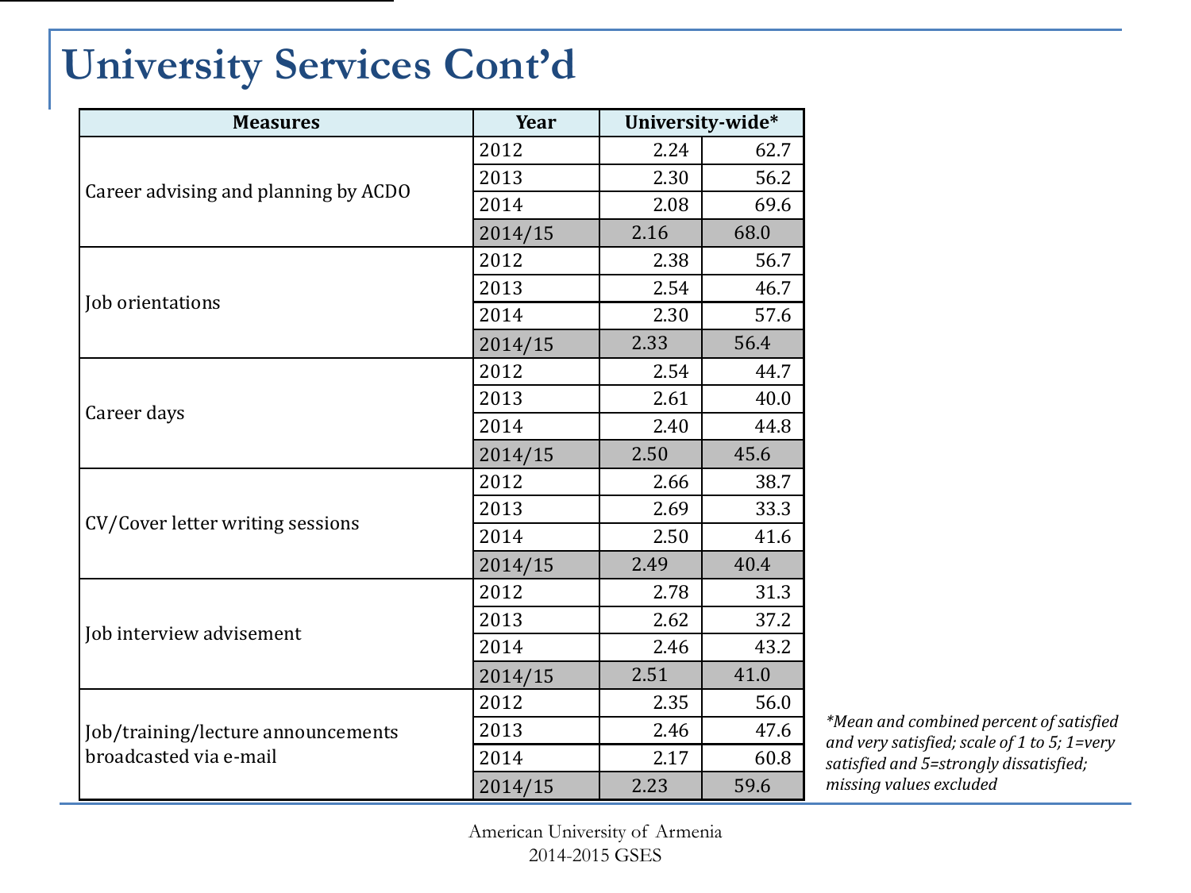# University Services Cont'd

| Measures | Year | University-wide* | |
|---|---|---|---|
| Career advising and planning by ACDO | 2012 | 2.24 | 62.7 |
| | 2013 | 2.30 | 56.2 |
| | 2014 | 2.08 | 69.6 |
| | 2014/15 | 2.16 | 68.0 |
| Job orientations | 2012 | 2.38 | 56.7 |
| | 2013 | 2.54 | 46.7 |
| | 2014 | 2.30 | 57.6 |
| | 2014/15 | 2.33 | 56.4 |
| Career days | 2012 | 2.54 | 44.7 |
| | 2013 | 2.61 | 40.0 |
| | 2014 | 2.40 | 44.8 |
| | 2014/15 | 2.50 | 45.6 |
| CV/Cover letter writing sessions | 2012 | 2.66 | 38.7 |
| | 2013 | 2.69 | 33.3 |
| | 2014 | 2.50 | 41.6 |
| | 2014/15 | 2.49 | 40.4 |
| Job interview advisement | 2012 | 2.78 | 31.3 |
| | 2013 | 2.62 | 37.2 |
| | 2014 | 2.46 | 43.2 |
| | 2014/15 | 2.51 | 41.0 |
| Job/training/lecture announcements broadcasted via e-mail | 2012 | 2.35 | 56.0 |
| | 2013 | 2.46 | 47.6 |
| | 2014 | 2.17 | 60.8 |
| | 2014/15 | 2.23 | 59.6 |

*\*Mean and combined percent of satisfied and very satisfied; scale of 1 to 5; 1=very satisfied and 5=strongly dissatisfied; missing values excluded*

American University of Armenia
2014-2015 GSES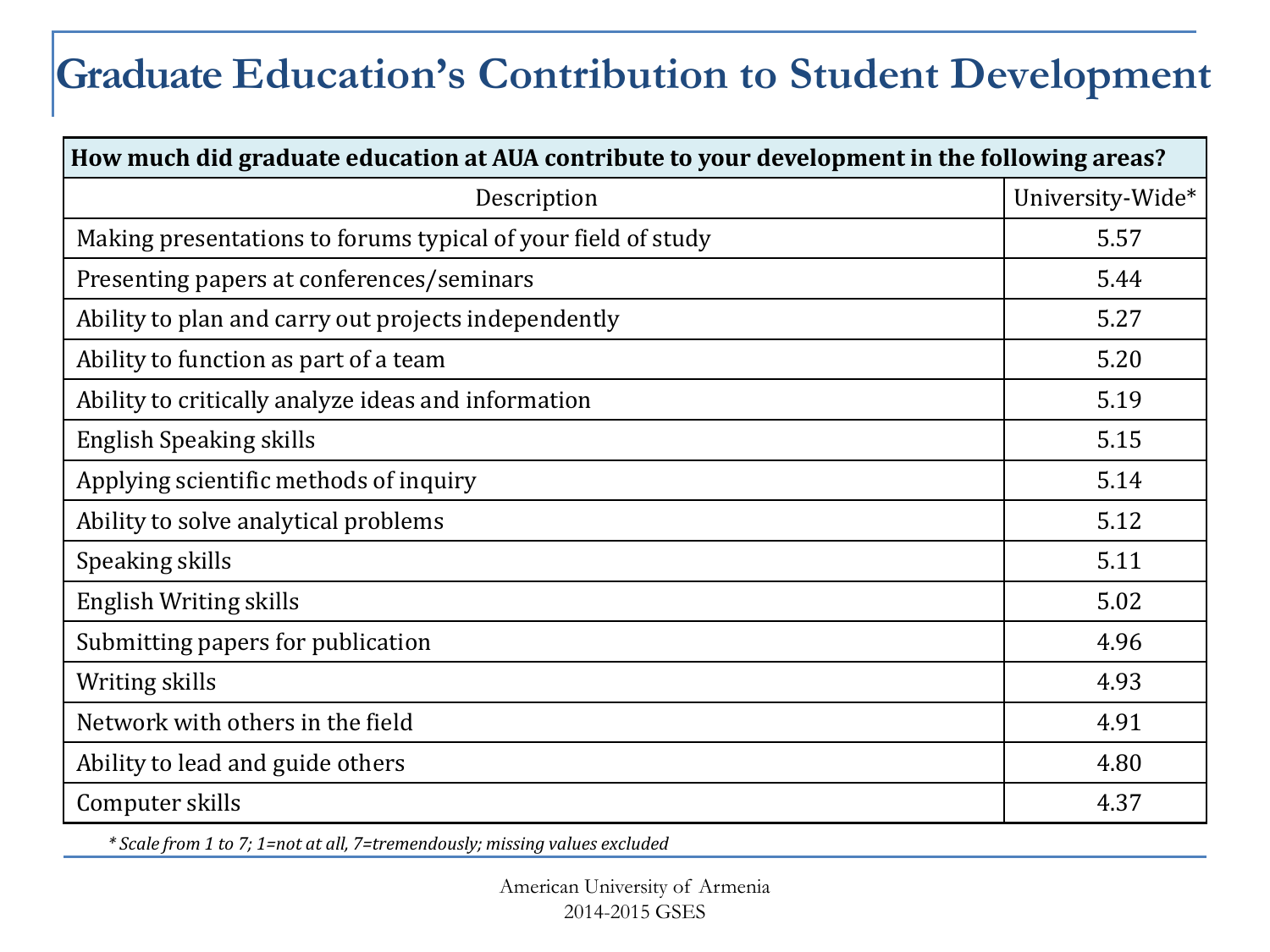# Graduate Education's Contribution to Student Development

| How much did graduate education at AUA contribute to your development in the following areas? | |
|---|---|
| Description | University-Wide* |
| Making presentations to forums typical of your field of study | 5.57 |
| Presenting papers at conferences/seminars | 5.44 |
| Ability to plan and carry out projects independently | 5.27 |
| Ability to function as part of a team | 5.20 |
| Ability to critically analyze ideas and information | 5.19 |
| English Speaking skills | 5.15 |
| Applying scientific methods of inquiry | 5.14 |
| Ability to solve analytical problems | 5.12 |
| Speaking skills | 5.11 |
| English Writing skills | 5.02 |
| Submitting papers for publication | 4.96 |
| Writing skills | 4.93 |
| Network with others in the field | 4.91 |
| Ability to lead and guide others | 4.80 |
| Computer skills | 4.37 |

*\* Scale from 1 to 7; 1=not at all, 7=tremendously; missing values excluded*

American University of Armenia
2014-2015 GSES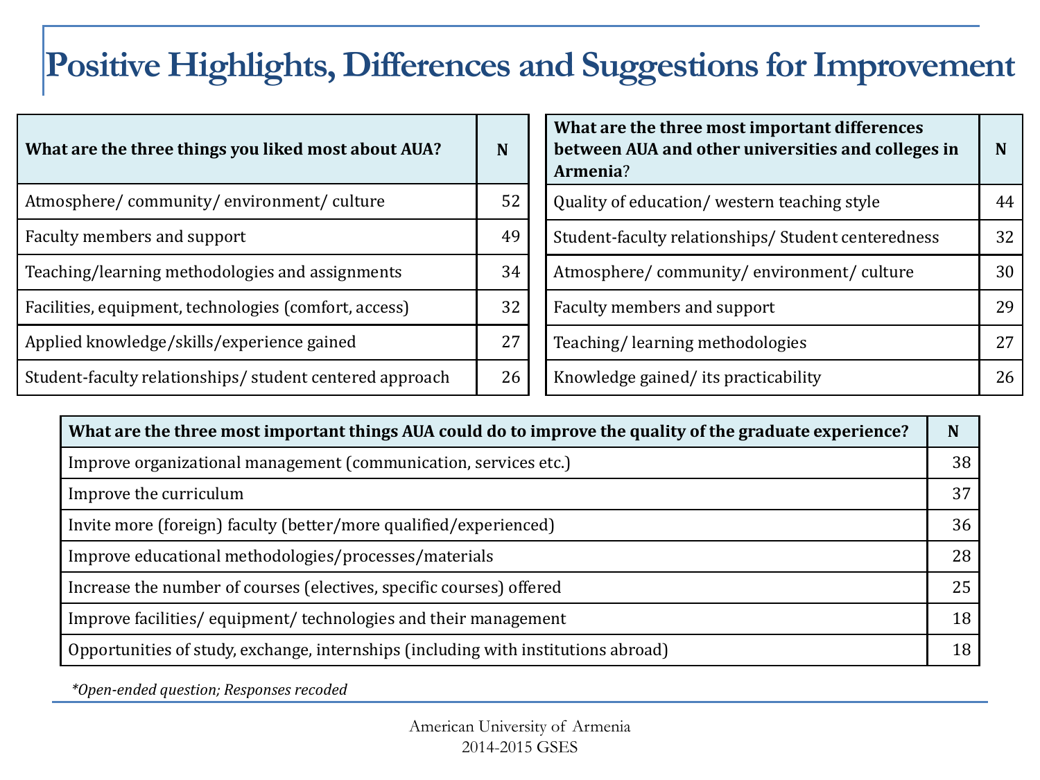# Positive Highlights, Differences and Suggestions for Improvement

| What are the three things you liked most about AUA? | N |
|---|---|
| Atmosphere/ community/ environment/ culture | 52 |
| Faculty members and support | 49 |
| Teaching/learning methodologies and assignments | 34 |
| Facilities, equipment, technologies (comfort, access) | 32 |
| Applied knowledge/skills/experience gained | 27 |
| Student-faculty relationships/ student centered approach | 26 |

| What are the three most important differences between AUA and other universities and colleges in Armenia? | N |
|---|---|
| Quality of education/ western teaching style | 44 |
| Student-faculty relationships/ Student centeredness | 32 |
| Atmosphere/ community/ environment/ culture | 30 |
| Faculty members and support | 29 |
| Teaching/ learning methodologies | 27 |
| Knowledge gained/ its practicability | 26 |

| What are the three most important things AUA could do to improve the quality of the graduate experience? | N |
|---|---|
| Improve organizational management (communication, services etc.) | 38 |
| Improve the curriculum | 37 |
| Invite more (foreign) faculty (better/more qualified/experienced) | 36 |
| Improve educational methodologies/processes/materials | 28 |
| Increase the number of courses (electives, specific courses) offered | 25 |
| Improve facilities/ equipment/ technologies and their management | 18 |
| Opportunities of study, exchange, internships (including with institutions abroad) | 18 |

*\*Open-ended question; Responses recoded*

American University of Armenia
2014-2015 GSES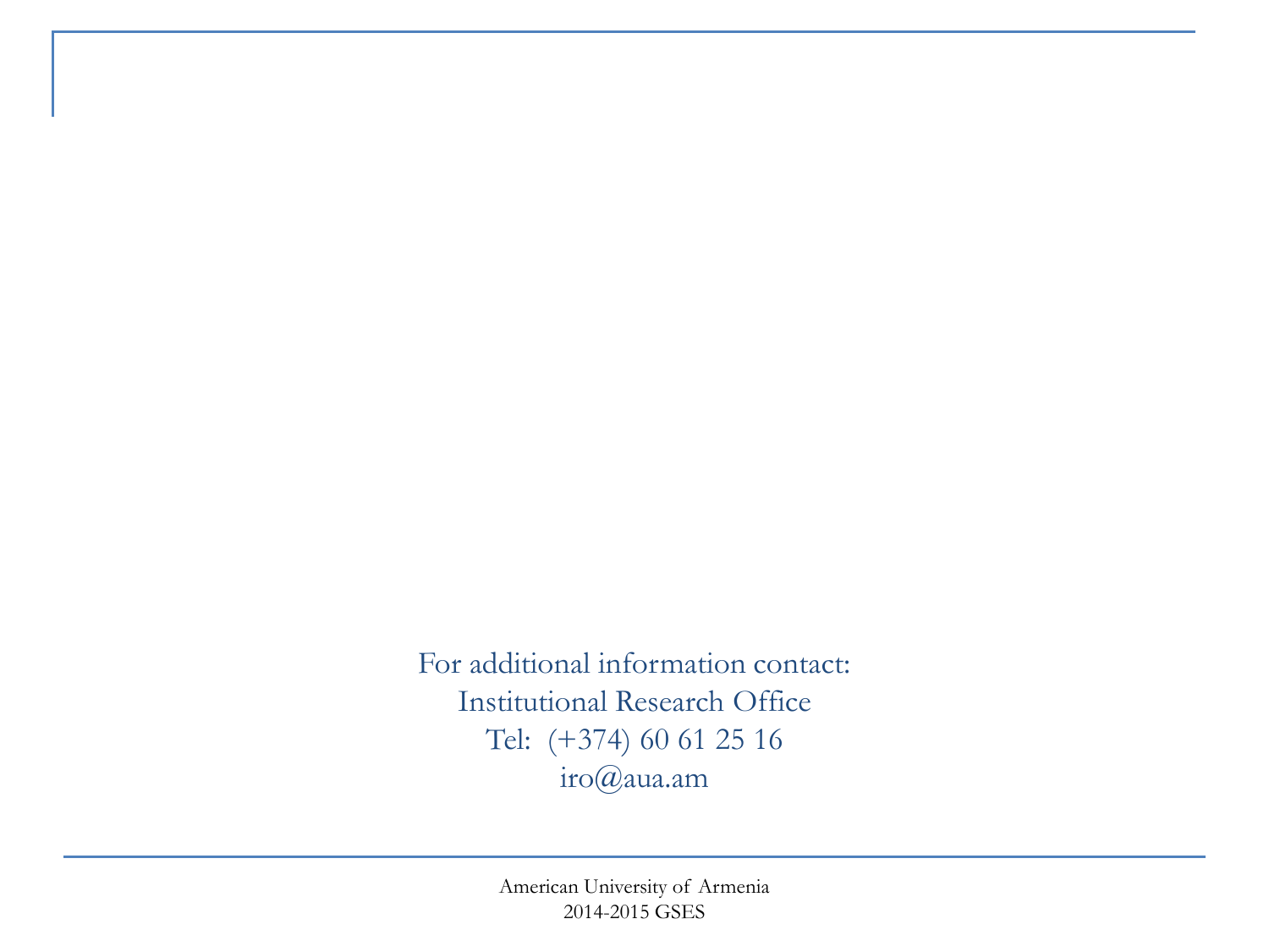For additional information contact:
Institutional Research Office
Tel: (+374) 60 61 25 16
iro@aua.am